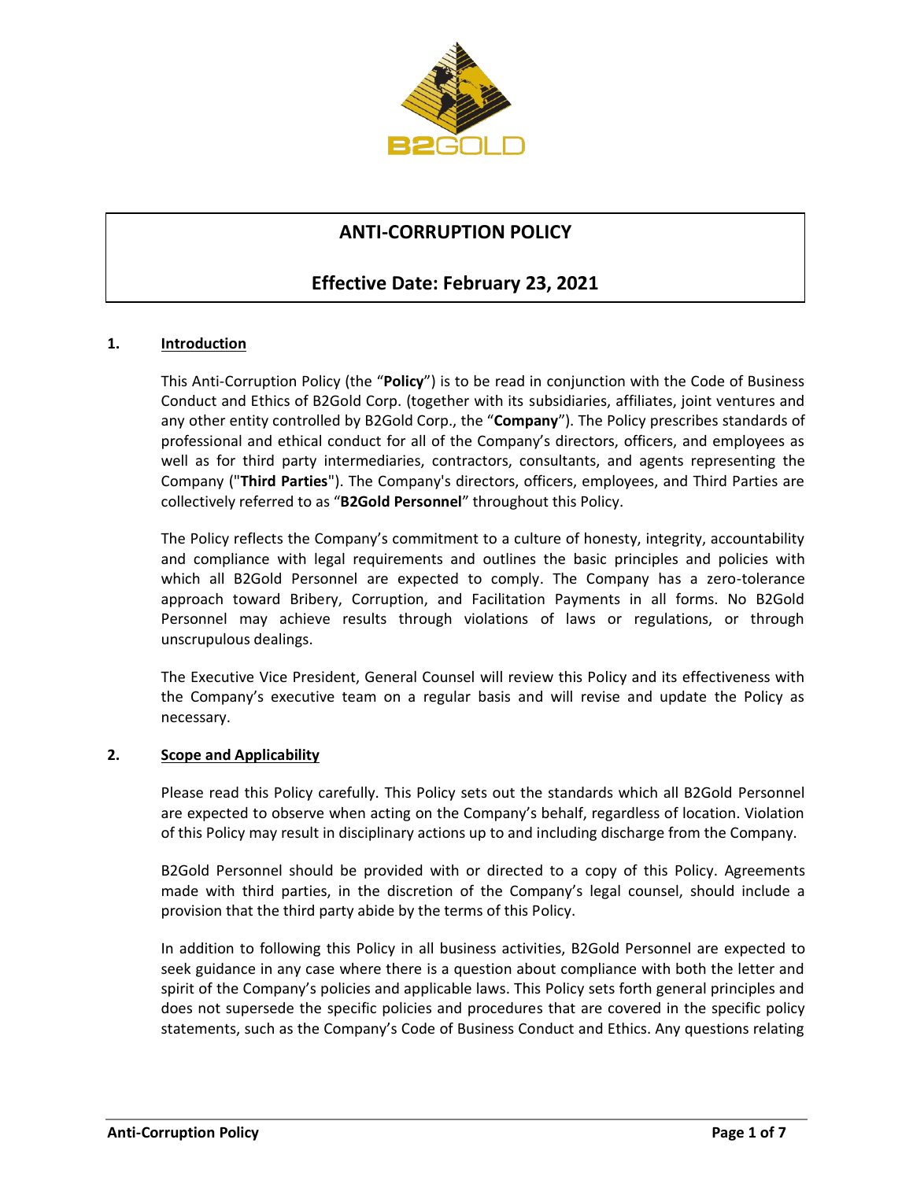# ANTI-CORRUPTION POLICY

## Effective Date: February 23, 2021

### 1. Introduction

This Anti-Corruption Policy (the "**Policy**") is to be read in conjunction with the Code of Business Conduct and Ethics of B2Gold Corp. (together with its subsidiaries, affiliates, joint ventures and any other entity controlled by B2Gold Corp., the "**Company**"). The Policy prescribes standards of professional and ethical conduct for all of the Company's directors, officers, and employees as well as for third party intermediaries, contractors, consultants, and agents representing the Company ("**Third Parties**"). The Company's directors, officers, employees, and Third Parties are collectively referred to as "**B2Gold Personnel**" throughout this Policy.

The Policy reflects the Company's commitment to a culture of honesty, integrity, accountability and compliance with legal requirements and outlines the basic principles and policies with which all B2Gold Personnel are expected to comply. The Company has a zero-tolerance approach toward Bribery, Corruption, and Facilitation Payments in all forms. No B2Gold Personnel may achieve results through violations of laws or regulations, or through unscrupulous dealings.

The Executive Vice President, General Counsel will review this Policy and its effectiveness with the Company's executive team on a regular basis and will revise and update the Policy as necessary.

### 2. Scope and Applicability

Please read this Policy carefully. This Policy sets out the standards which all B2Gold Personnel are expected to observe when acting on the Company's behalf, regardless of location. Violation of this Policy may result in disciplinary actions up to and including discharge from the Company.

B2Gold Personnel should be provided with or directed to a copy of this Policy. Agreements made with third parties, in the discretion of the Company's legal counsel, should include a provision that the third party abide by the terms of this Policy.

In addition to following this Policy in all business activities, B2Gold Personnel are expected to seek guidance in any case where there is a question about compliance with both the letter and spirit of the Company's policies and applicable laws. This Policy sets forth general principles and does not supersede the specific policies and procedures that are covered in the specific policy statements, such as the Company's Code of Business Conduct and Ethics. Any questions relating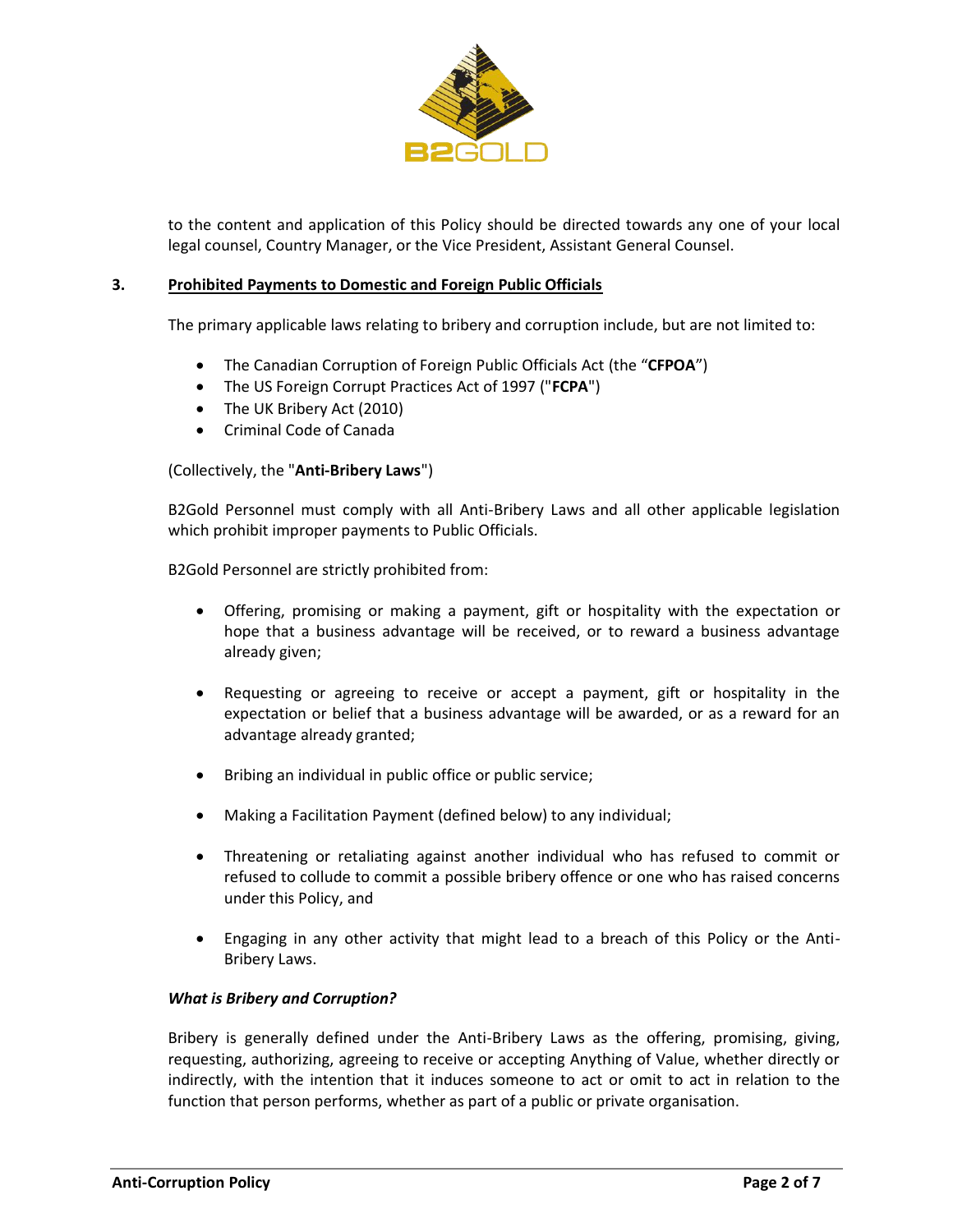to the content and application of this Policy should be directed towards any one of your local legal counsel, Country Manager, or the Vice President, Assistant General Counsel.

## 3. Prohibited Payments to Domestic and Foreign Public Officials

The primary applicable laws relating to bribery and corruption include, but are not limited to:

- The Canadian Corruption of Foreign Public Officials Act (the "**CFPOA**")
- The US Foreign Corrupt Practices Act of 1997 ("**FCPA**")
- The UK Bribery Act (2010)
- Criminal Code of Canada

(Collectively, the "**Anti-Bribery Laws**")

B2Gold Personnel must comply with all Anti-Bribery Laws and all other applicable legislation which prohibit improper payments to Public Officials.

B2Gold Personnel are strictly prohibited from:

- Offering, promising or making a payment, gift or hospitality with the expectation or hope that a business advantage will be received, or to reward a business advantage already given;

- Requesting or agreeing to receive or accept a payment, gift or hospitality in the expectation or belief that a business advantage will be awarded, or as a reward for an advantage already granted;

- Bribing an individual in public office or public service;

- Making a Facilitation Payment (defined below) to any individual;

- Threatening or retaliating against another individual who has refused to commit or refused to collude to commit a possible bribery offence or one who has raised concerns under this Policy, and

- Engaging in any other activity that might lead to a breach of this Policy or the Anti-Bribery Laws.

***What is Bribery and Corruption?***

Bribery is generally defined under the Anti-Bribery Laws as the offering, promising, giving, requesting, authorizing, agreeing to receive or accepting Anything of Value, whether directly or indirectly, with the intention that it induces someone to act or omit to act in relation to the function that person performs, whether as part of a public or private organisation.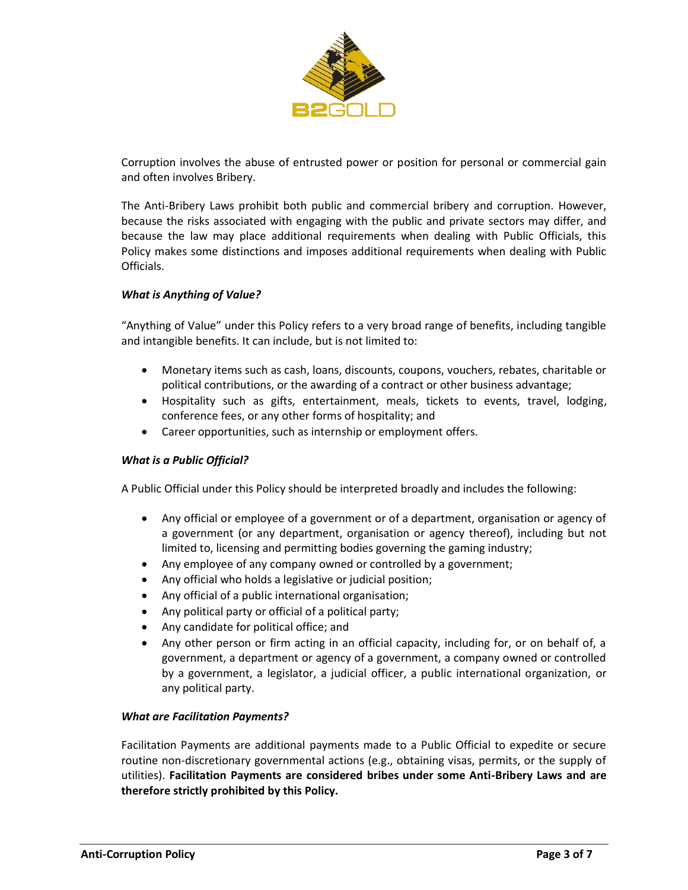Corruption involves the abuse of entrusted power or position for personal or commercial gain and often involves Bribery.

The Anti-Bribery Laws prohibit both public and commercial bribery and corruption. However, because the risks associated with engaging with the public and private sectors may differ, and because the law may place additional requirements when dealing with Public Officials, this Policy makes some distinctions and imposes additional requirements when dealing with Public Officials.

***What is Anything of Value?***

"Anything of Value" under this Policy refers to a very broad range of benefits, including tangible and intangible benefits. It can include, but is not limited to:

- Monetary items such as cash, loans, discounts, coupons, vouchers, rebates, charitable or political contributions, or the awarding of a contract or other business advantage;
- Hospitality such as gifts, entertainment, meals, tickets to events, travel, lodging, conference fees, or any other forms of hospitality; and
- Career opportunities, such as internship or employment offers.

***What is a Public Official?***

A Public Official under this Policy should be interpreted broadly and includes the following:

- Any official or employee of a government or of a department, organisation or agency of a government (or any department, organisation or agency thereof), including but not limited to, licensing and permitting bodies governing the gaming industry;
- Any employee of any company owned or controlled by a government;
- Any official who holds a legislative or judicial position;
- Any official of a public international organisation;
- Any political party or official of a political party;
- Any candidate for political office; and
- Any other person or firm acting in an official capacity, including for, or on behalf of, a government, a department or agency of a government, a company owned or controlled by a government, a legislator, a judicial officer, a public international organization, or any political party.

***What are Facilitation Payments?***

Facilitation Payments are additional payments made to a Public Official to expedite or secure routine non-discretionary governmental actions (e.g., obtaining visas, permits, or the supply of utilities). **Facilitation Payments are considered bribes under some Anti-Bribery Laws and are therefore strictly prohibited by this Policy.**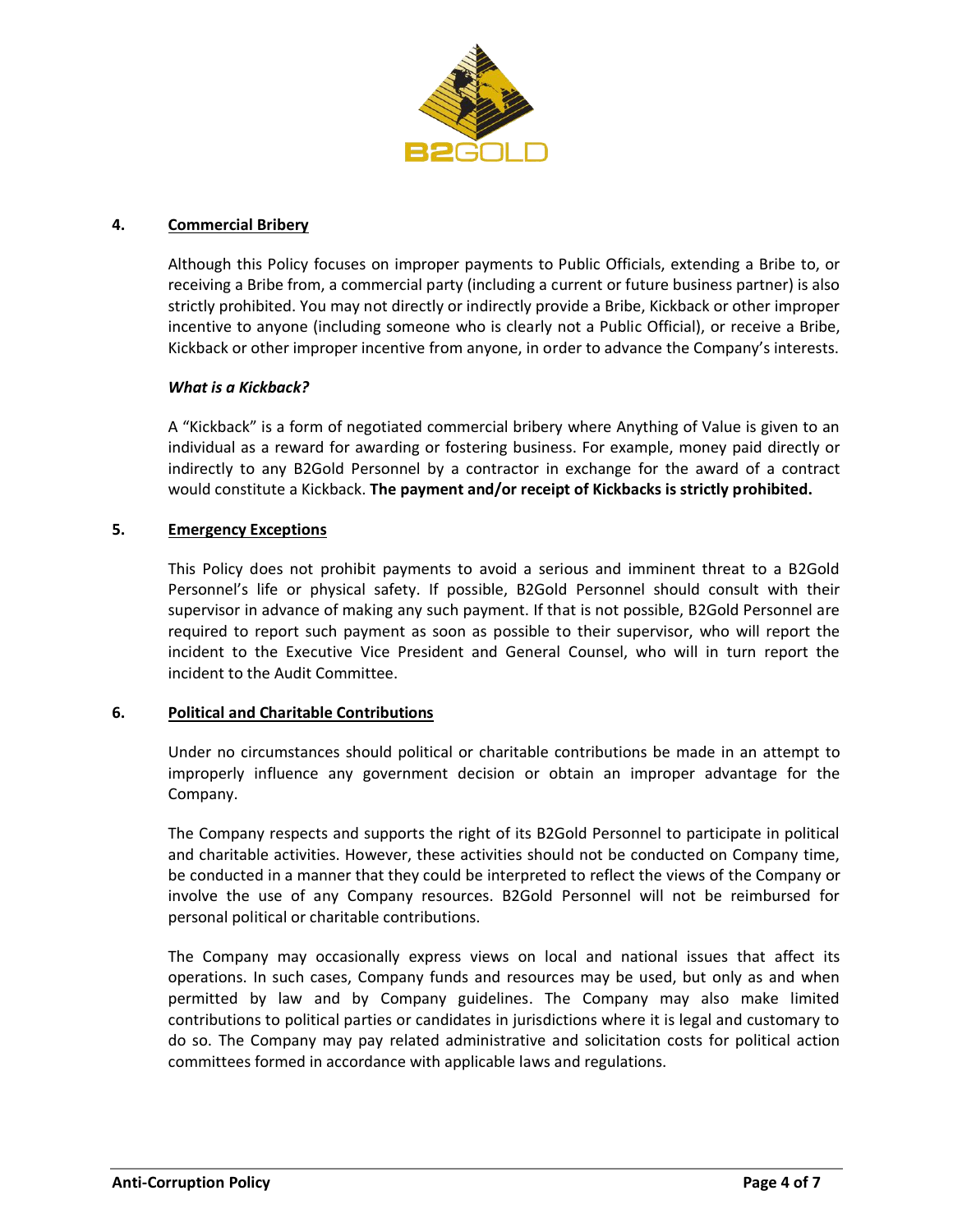## 4. Commercial Bribery

Although this Policy focuses on improper payments to Public Officials, extending a Bribe to, or receiving a Bribe from, a commercial party (including a current or future business partner) is also strictly prohibited. You may not directly or indirectly provide a Bribe, Kickback or other improper incentive to anyone (including someone who is clearly not a Public Official), or receive a Bribe, Kickback or other improper incentive from anyone, in order to advance the Company's interests.

***What is a Kickback?***

A "Kickback" is a form of negotiated commercial bribery where Anything of Value is given to an individual as a reward for awarding or fostering business. For example, money paid directly or indirectly to any B2Gold Personnel by a contractor in exchange for the award of a contract would constitute a Kickback. **The payment and/or receipt of Kickbacks is strictly prohibited.**

## 5. Emergency Exceptions

This Policy does not prohibit payments to avoid a serious and imminent threat to a B2Gold Personnel's life or physical safety. If possible, B2Gold Personnel should consult with their supervisor in advance of making any such payment. If that is not possible, B2Gold Personnel are required to report such payment as soon as possible to their supervisor, who will report the incident to the Executive Vice President and General Counsel, who will in turn report the incident to the Audit Committee.

## 6. Political and Charitable Contributions

Under no circumstances should political or charitable contributions be made in an attempt to improperly influence any government decision or obtain an improper advantage for the Company.

The Company respects and supports the right of its B2Gold Personnel to participate in political and charitable activities. However, these activities should not be conducted on Company time, be conducted in a manner that they could be interpreted to reflect the views of the Company or involve the use of any Company resources. B2Gold Personnel will not be reimbursed for personal political or charitable contributions.

The Company may occasionally express views on local and national issues that affect its operations. In such cases, Company funds and resources may be used, but only as and when permitted by law and by Company guidelines. The Company may also make limited contributions to political parties or candidates in jurisdictions where it is legal and customary to do so. The Company may pay related administrative and solicitation costs for political action committees formed in accordance with applicable laws and regulations.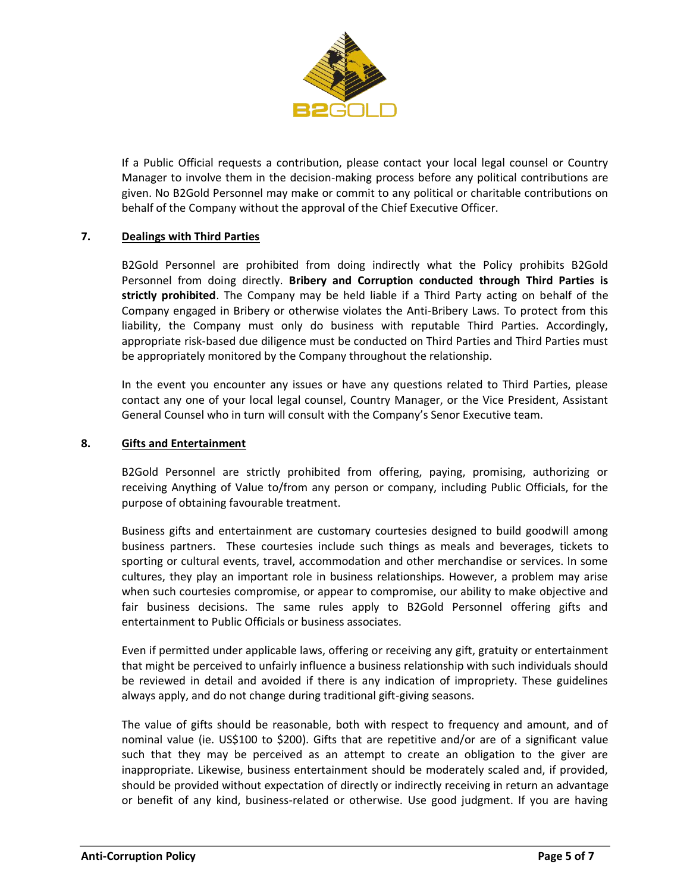If a Public Official requests a contribution, please contact your local legal counsel or Country Manager to involve them in the decision-making process before any political contributions are given. No B2Gold Personnel may make or commit to any political or charitable contributions on behalf of the Company without the approval of the Chief Executive Officer.

## 7. Dealings with Third Parties

B2Gold Personnel are prohibited from doing indirectly what the Policy prohibits B2Gold Personnel from doing directly. **Bribery and Corruption conducted through Third Parties is strictly prohibited**. The Company may be held liable if a Third Party acting on behalf of the Company engaged in Bribery or otherwise violates the Anti-Bribery Laws. To protect from this liability, the Company must only do business with reputable Third Parties. Accordingly, appropriate risk-based due diligence must be conducted on Third Parties and Third Parties must be appropriately monitored by the Company throughout the relationship.

In the event you encounter any issues or have any questions related to Third Parties, please contact any one of your local legal counsel, Country Manager, or the Vice President, Assistant General Counsel who in turn will consult with the Company's Senor Executive team.

## 8. Gifts and Entertainment

B2Gold Personnel are strictly prohibited from offering, paying, promising, authorizing or receiving Anything of Value to/from any person or company, including Public Officials, for the purpose of obtaining favourable treatment.

Business gifts and entertainment are customary courtesies designed to build goodwill among business partners. These courtesies include such things as meals and beverages, tickets to sporting or cultural events, travel, accommodation and other merchandise or services. In some cultures, they play an important role in business relationships. However, a problem may arise when such courtesies compromise, or appear to compromise, our ability to make objective and fair business decisions. The same rules apply to B2Gold Personnel offering gifts and entertainment to Public Officials or business associates.

Even if permitted under applicable laws, offering or receiving any gift, gratuity or entertainment that might be perceived to unfairly influence a business relationship with such individuals should be reviewed in detail and avoided if there is any indication of impropriety. These guidelines always apply, and do not change during traditional gift-giving seasons.

The value of gifts should be reasonable, both with respect to frequency and amount, and of nominal value (ie. US$100 to $200). Gifts that are repetitive and/or are of a significant value such that they may be perceived as an attempt to create an obligation to the giver are inappropriate. Likewise, business entertainment should be moderately scaled and, if provided, should be provided without expectation of directly or indirectly receiving in return an advantage or benefit of any kind, business-related or otherwise. Use good judgment. If you are having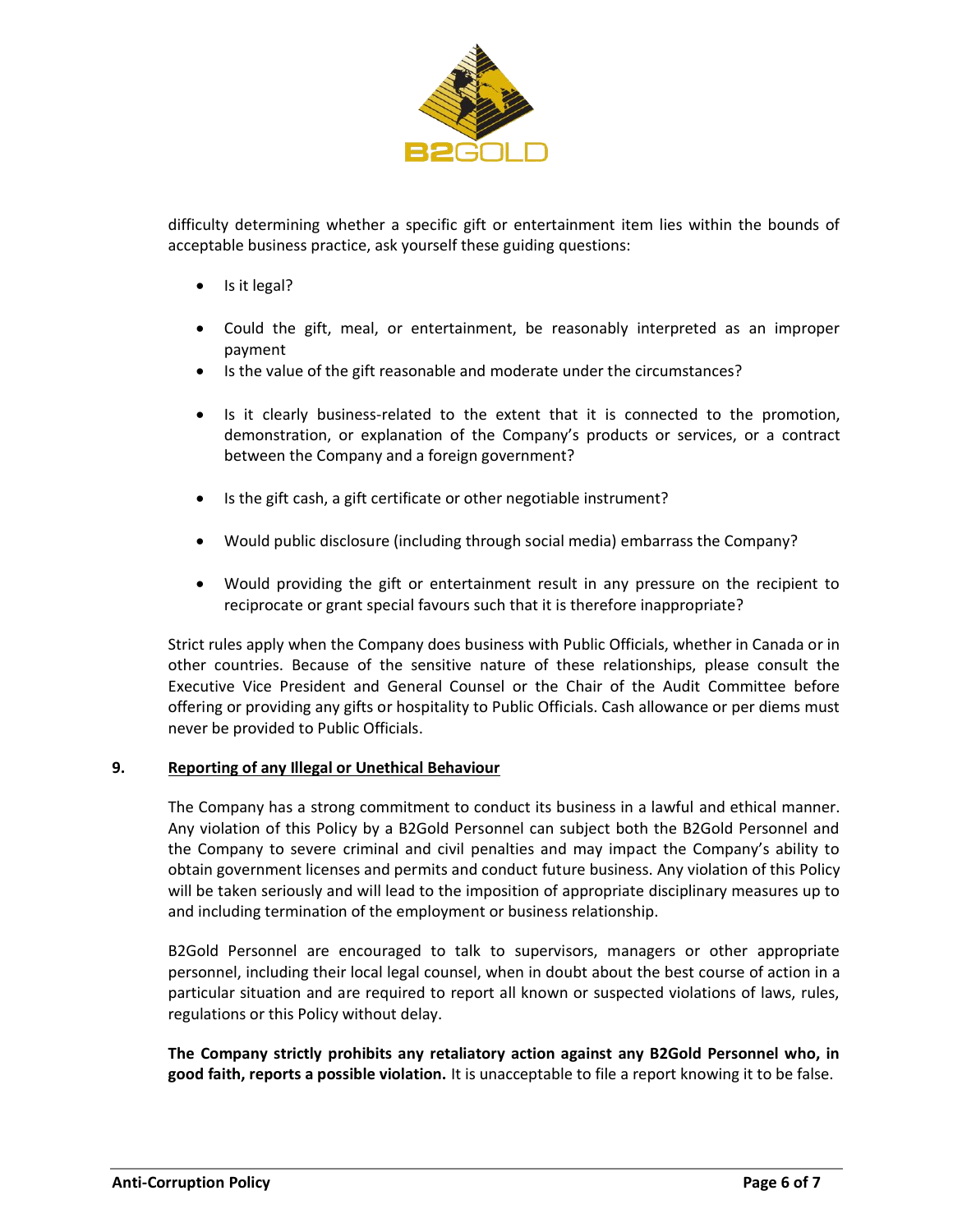difficulty determining whether a specific gift or entertainment item lies within the bounds of acceptable business practice, ask yourself these guiding questions:

- Is it legal?
- Could the gift, meal, or entertainment, be reasonably interpreted as an improper payment
- Is the value of the gift reasonable and moderate under the circumstances?
- Is it clearly business-related to the extent that it is connected to the promotion, demonstration, or explanation of the Company's products or services, or a contract between the Company and a foreign government?
- Is the gift cash, a gift certificate or other negotiable instrument?
- Would public disclosure (including through social media) embarrass the Company?
- Would providing the gift or entertainment result in any pressure on the recipient to reciprocate or grant special favours such that it is therefore inappropriate?

Strict rules apply when the Company does business with Public Officials, whether in Canada or in other countries. Because of the sensitive nature of these relationships, please consult the Executive Vice President and General Counsel or the Chair of the Audit Committee before offering or providing any gifts or hospitality to Public Officials. Cash allowance or per diems must never be provided to Public Officials.

## 9. Reporting of any Illegal or Unethical Behaviour

The Company has a strong commitment to conduct its business in a lawful and ethical manner. Any violation of this Policy by a B2Gold Personnel can subject both the B2Gold Personnel and the Company to severe criminal and civil penalties and may impact the Company's ability to obtain government licenses and permits and conduct future business. Any violation of this Policy will be taken seriously and will lead to the imposition of appropriate disciplinary measures up to and including termination of the employment or business relationship.

B2Gold Personnel are encouraged to talk to supervisors, managers or other appropriate personnel, including their local legal counsel, when in doubt about the best course of action in a particular situation and are required to report all known or suspected violations of laws, rules, regulations or this Policy without delay.

**The Company strictly prohibits any retaliatory action against any B2Gold Personnel who, in good faith, reports a possible violation.** It is unacceptable to file a report knowing it to be false.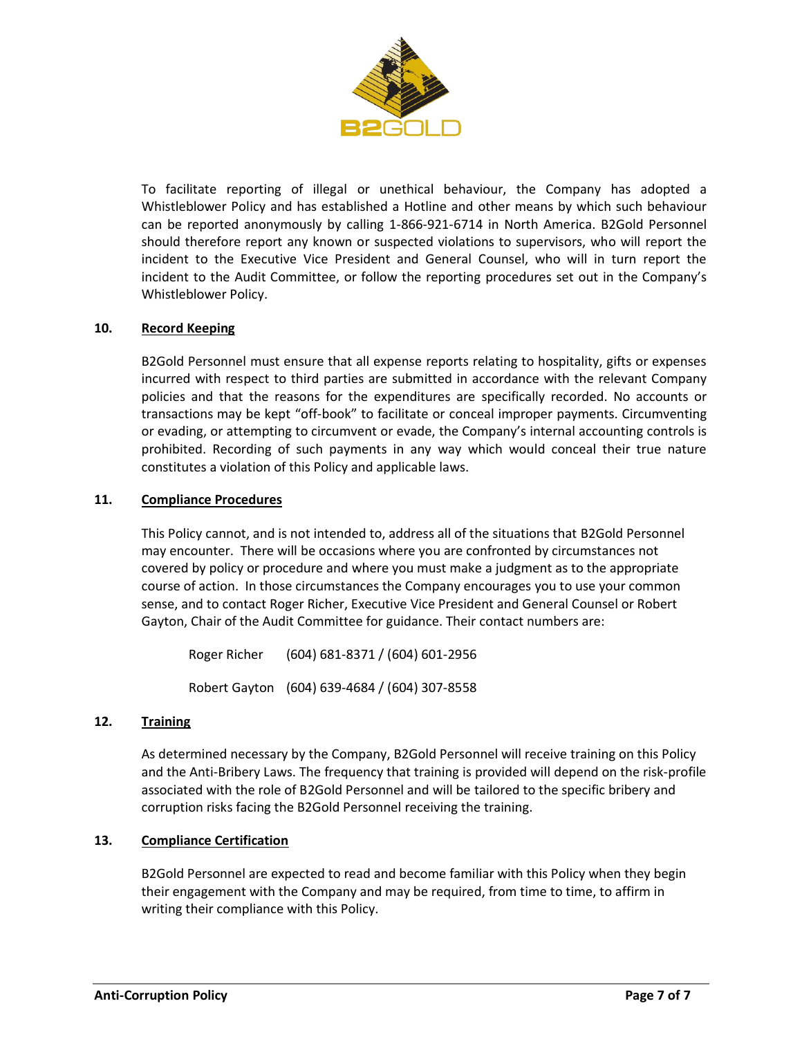To facilitate reporting of illegal or unethical behaviour, the Company has adopted a Whistleblower Policy and has established a Hotline and other means by which such behaviour can be reported anonymously by calling 1-866-921-6714 in North America. B2Gold Personnel should therefore report any known or suspected violations to supervisors, who will report the incident to the Executive Vice President and General Counsel, who will in turn report the incident to the Audit Committee, or follow the reporting procedures set out in the Company's Whistleblower Policy.

## 10. Record Keeping

B2Gold Personnel must ensure that all expense reports relating to hospitality, gifts or expenses incurred with respect to third parties are submitted in accordance with the relevant Company policies and that the reasons for the expenditures are specifically recorded. No accounts or transactions may be kept "off-book" to facilitate or conceal improper payments. Circumventing or evading, or attempting to circumvent or evade, the Company's internal accounting controls is prohibited. Recording of such payments in any way which would conceal their true nature constitutes a violation of this Policy and applicable laws.

## 11. Compliance Procedures

This Policy cannot, and is not intended to, address all of the situations that B2Gold Personnel may encounter. There will be occasions where you are confronted by circumstances not covered by policy or procedure and where you must make a judgment as to the appropriate course of action. In those circumstances the Company encourages you to use your common sense, and to contact Roger Richer, Executive Vice President and General Counsel or Robert Gayton, Chair of the Audit Committee for guidance. Their contact numbers are:

Roger Richer (604) 681-8371 / (604) 601-2956

Robert Gayton (604) 639-4684 / (604) 307-8558

## 12. Training

As determined necessary by the Company, B2Gold Personnel will receive training on this Policy and the Anti-Bribery Laws. The frequency that training is provided will depend on the risk-profile associated with the role of B2Gold Personnel and will be tailored to the specific bribery and corruption risks facing the B2Gold Personnel receiving the training.

## 13. Compliance Certification

B2Gold Personnel are expected to read and become familiar with this Policy when they begin their engagement with the Company and may be required, from time to time, to affirm in writing their compliance with this Policy.